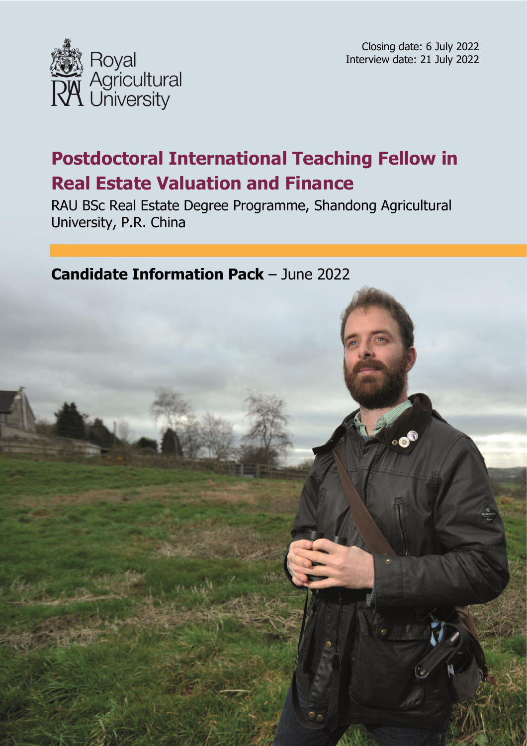Royal Agricultural University

Closing date: 6 July 2022
Interview date: 21 July 2022

# Postdoctoral International Teaching Fellow in Real Estate Valuation and Finance

RAU BSc Real Estate Degree Programme, Shandong Agricultural University, P.R. China

## **Candidate Information Pack** – June 2022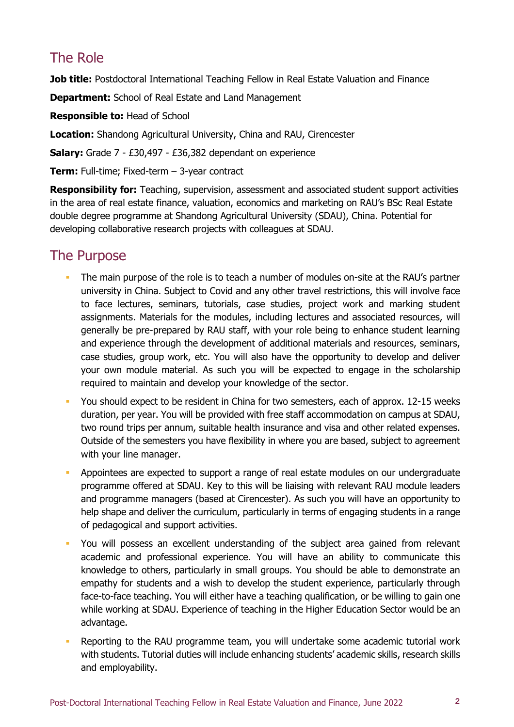## The Role

**Job title:** Postdoctoral International Teaching Fellow in Real Estate Valuation and Finance

**Department:** School of Real Estate and Land Management

**Responsible to:** Head of School

**Location:** Shandong Agricultural University, China and RAU, Cirencester

**Salary:** Grade 7 - £30,497 - £36,382 dependant on experience

**Term:** Full-time; Fixed-term – 3-year contract

**Responsibility for:** Teaching, supervision, assessment and associated student support activities in the area of real estate finance, valuation, economics and marketing on RAU's BSc Real Estate double degree programme at Shandong Agricultural University (SDAU), China. Potential for developing collaborative research projects with colleagues at SDAU.

## The Purpose

- The main purpose of the role is to teach a number of modules on-site at the RAU's partner university in China. Subject to Covid and any other travel restrictions, this will involve face to face lectures, seminars, tutorials, case studies, project work and marking student assignments. Materials for the modules, including lectures and associated resources, will generally be pre-prepared by RAU staff, with your role being to enhance student learning and experience through the development of additional materials and resources, seminars, case studies, group work, etc. You will also have the opportunity to develop and deliver your own module material. As such you will be expected to engage in the scholarship required to maintain and develop your knowledge of the sector.
- You should expect to be resident in China for two semesters, each of approx. 12-15 weeks duration, per year. You will be provided with free staff accommodation on campus at SDAU, two round trips per annum, suitable health insurance and visa and other related expenses. Outside of the semesters you have flexibility in where you are based, subject to agreement with your line manager.
- Appointees are expected to support a range of real estate modules on our undergraduate programme offered at SDAU. Key to this will be liaising with relevant RAU module leaders and programme managers (based at Cirencester). As such you will have an opportunity to help shape and deliver the curriculum, particularly in terms of engaging students in a range of pedagogical and support activities.
- You will possess an excellent understanding of the subject area gained from relevant academic and professional experience. You will have an ability to communicate this knowledge to others, particularly in small groups. You should be able to demonstrate an empathy for students and a wish to develop the student experience, particularly through face-to-face teaching. You will either have a teaching qualification, or be willing to gain one while working at SDAU. Experience of teaching in the Higher Education Sector would be an advantage.
- Reporting to the RAU programme team, you will undertake some academic tutorial work with students. Tutorial duties will include enhancing students' academic skills, research skills and employability.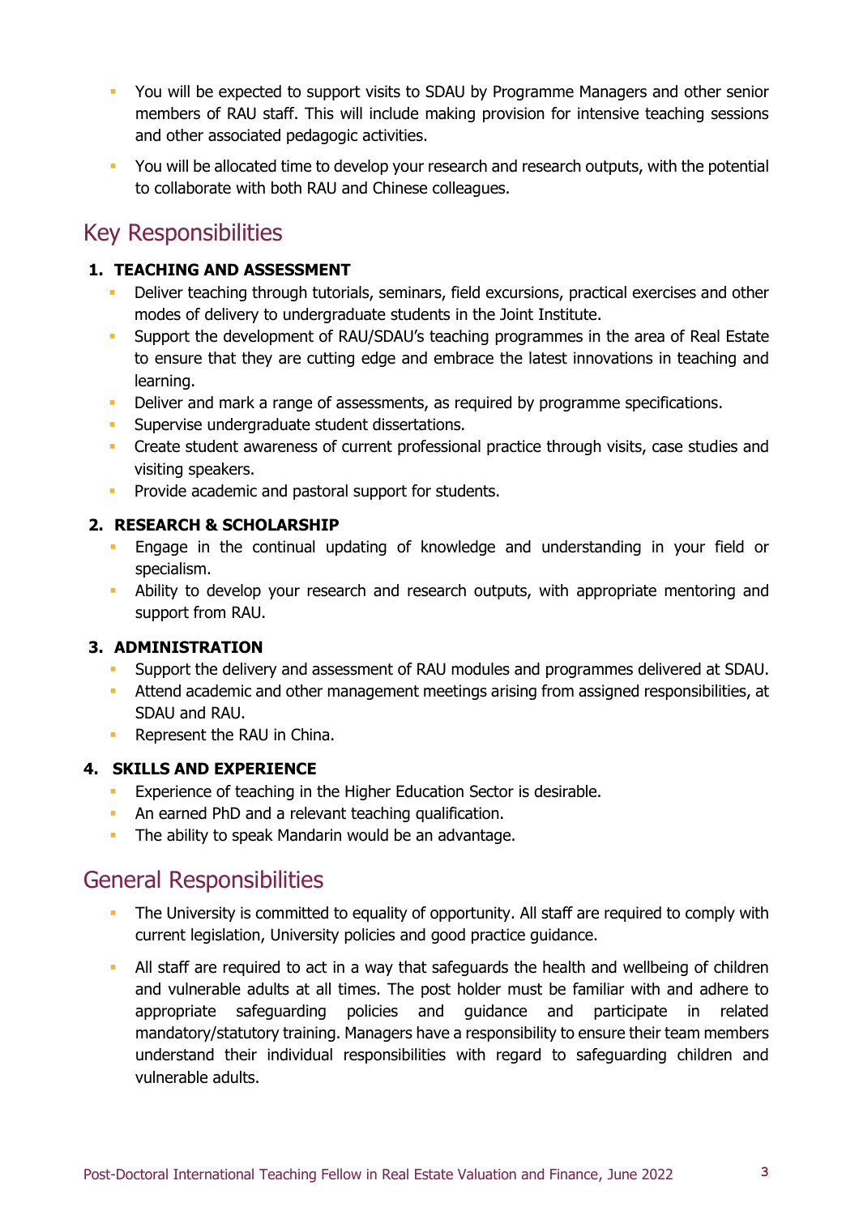- You will be expected to support visits to SDAU by Programme Managers and other senior members of RAU staff. This will include making provision for intensive teaching sessions and other associated pedagogic activities.
- You will be allocated time to develop your research and research outputs, with the potential to collaborate with both RAU and Chinese colleagues.

## Key Responsibilities

**1. TEACHING AND ASSESSMENT**

- Deliver teaching through tutorials, seminars, field excursions, practical exercises and other modes of delivery to undergraduate students in the Joint Institute.
- Support the development of RAU/SDAU's teaching programmes in the area of Real Estate to ensure that they are cutting edge and embrace the latest innovations in teaching and learning.
- Deliver and mark a range of assessments, as required by programme specifications.
- Supervise undergraduate student dissertations.
- Create student awareness of current professional practice through visits, case studies and visiting speakers.
- Provide academic and pastoral support for students.

**2. RESEARCH & SCHOLARSHIP**

- Engage in the continual updating of knowledge and understanding in your field or specialism.
- Ability to develop your research and research outputs, with appropriate mentoring and support from RAU.

**3. ADMINISTRATION**

- Support the delivery and assessment of RAU modules and programmes delivered at SDAU.
- Attend academic and other management meetings arising from assigned responsibilities, at SDAU and RAU.
- Represent the RAU in China.

**4. SKILLS AND EXPERIENCE**

- Experience of teaching in the Higher Education Sector is desirable.
- An earned PhD and a relevant teaching qualification.
- The ability to speak Mandarin would be an advantage.

## General Responsibilities

- The University is committed to equality of opportunity. All staff are required to comply with current legislation, University policies and good practice guidance.
- All staff are required to act in a way that safeguards the health and wellbeing of children and vulnerable adults at all times. The post holder must be familiar with and adhere to appropriate safeguarding policies and guidance and participate in related mandatory/statutory training. Managers have a responsibility to ensure their team members understand their individual responsibilities with regard to safeguarding children and vulnerable adults.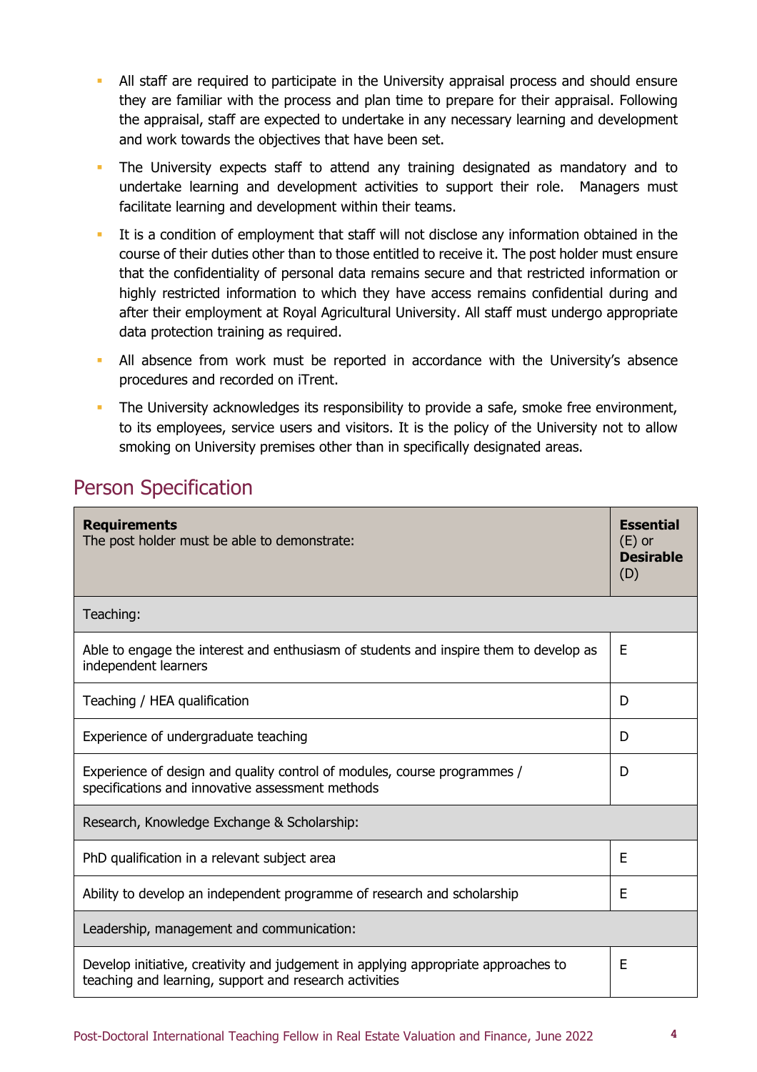- All staff are required to participate in the University appraisal process and should ensure they are familiar with the process and plan time to prepare for their appraisal. Following the appraisal, staff are expected to undertake in any necessary learning and development and work towards the objectives that have been set.
- The University expects staff to attend any training designated as mandatory and to undertake learning and development activities to support their role. Managers must facilitate learning and development within their teams.
- It is a condition of employment that staff will not disclose any information obtained in the course of their duties other than to those entitled to receive it. The post holder must ensure that the confidentiality of personal data remains secure and that restricted information or highly restricted information to which they have access remains confidential during and after their employment at Royal Agricultural University. All staff must undergo appropriate data protection training as required.
- All absence from work must be reported in accordance with the University's absence procedures and recorded on iTrent.
- The University acknowledges its responsibility to provide a safe, smoke free environment, to its employees, service users and visitors. It is the policy of the University not to allow smoking on University premises other than in specifically designated areas.

## Person Specification

| **Requirements**<br>The post holder must be able to demonstrate: | **Essential** (E) or **Desirable** (D) |
|---|---|
| Teaching: | |
| Able to engage the interest and enthusiasm of students and inspire them to develop as independent learners | E |
| Teaching / HEA qualification | D |
| Experience of undergraduate teaching | D |
| Experience of design and quality control of modules, course programmes / specifications and innovative assessment methods | D |
| Research, Knowledge Exchange & Scholarship: | |
| PhD qualification in a relevant subject area | E |
| Ability to develop an independent programme of research and scholarship | E |
| Leadership, management and communication: | |
| Develop initiative, creativity and judgement in applying appropriate approaches to teaching and learning, support and research activities | E |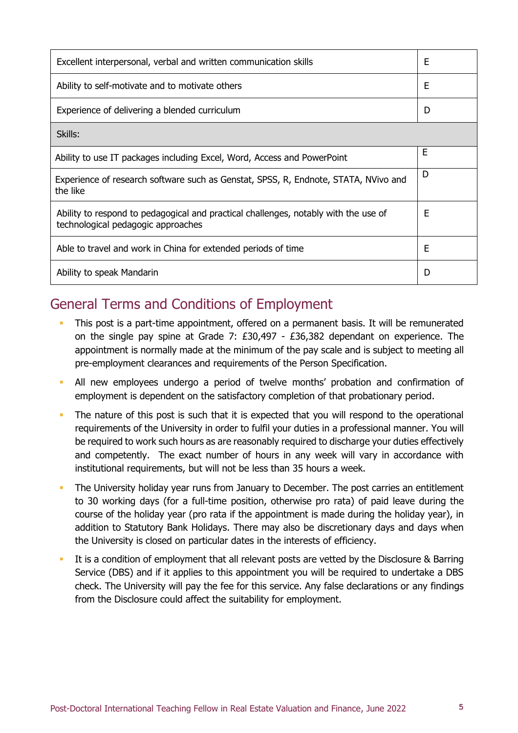| | |
|---|---|
| Excellent interpersonal, verbal and written communication skills | E |
| Ability to self-motivate and to motivate others | E |
| Experience of delivering a blended curriculum | D |
| Skills: | |
| Ability to use IT packages including Excel, Word, Access and PowerPoint | E |
| Experience of research software such as Genstat, SPSS, R, Endnote, STATA, NVivo and the like | D |
| Ability to respond to pedagogical and practical challenges, notably with the use of technological pedagogic approaches | E |
| Able to travel and work in China for extended periods of time | E |
| Ability to speak Mandarin | D |

## General Terms and Conditions of Employment

- This post is a part-time appointment, offered on a permanent basis. It will be remunerated on the single pay spine at Grade 7: £30,497 - £36,382 dependant on experience. The appointment is normally made at the minimum of the pay scale and is subject to meeting all pre-employment clearances and requirements of the Person Specification.
- All new employees undergo a period of twelve months' probation and confirmation of employment is dependent on the satisfactory completion of that probationary period.
- The nature of this post is such that it is expected that you will respond to the operational requirements of the University in order to fulfil your duties in a professional manner. You will be required to work such hours as are reasonably required to discharge your duties effectively and competently. The exact number of hours in any week will vary in accordance with institutional requirements, but will not be less than 35 hours a week.
- The University holiday year runs from January to December. The post carries an entitlement to 30 working days (for a full-time position, otherwise pro rata) of paid leave during the course of the holiday year (pro rata if the appointment is made during the holiday year), in addition to Statutory Bank Holidays. There may also be discretionary days and days when the University is closed on particular dates in the interests of efficiency.
- It is a condition of employment that all relevant posts are vetted by the Disclosure & Barring Service (DBS) and if it applies to this appointment you will be required to undertake a DBS check. The University will pay the fee for this service. Any false declarations or any findings from the Disclosure could affect the suitability for employment.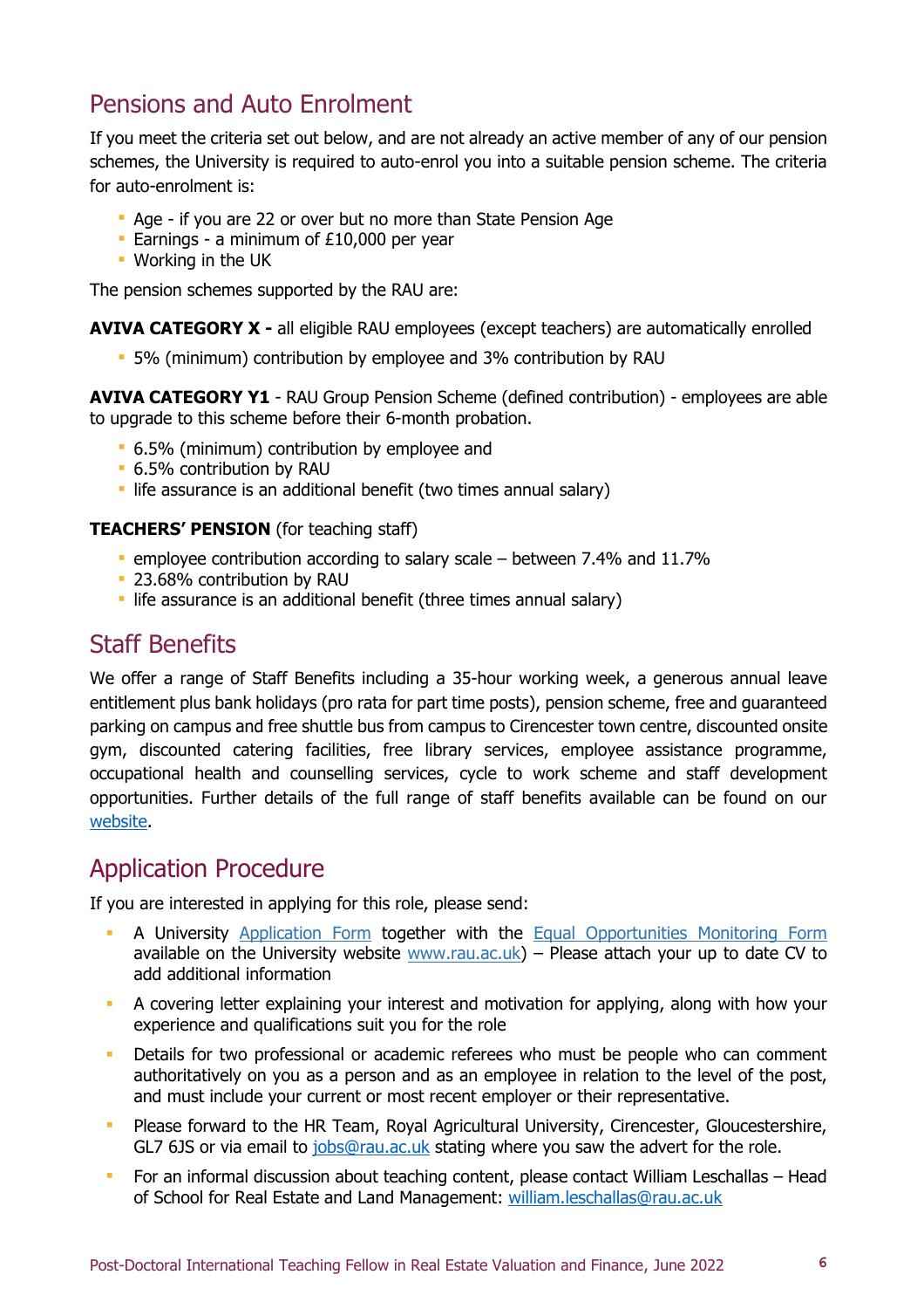## Pensions and Auto Enrolment

If you meet the criteria set out below, and are not already an active member of any of our pension schemes, the University is required to auto-enrol you into a suitable pension scheme. The criteria for auto-enrolment is:

- Age - if you are 22 or over but no more than State Pension Age
- Earnings - a minimum of £10,000 per year
- Working in the UK

The pension schemes supported by the RAU are:

**AVIVA CATEGORY X -** all eligible RAU employees (except teachers) are automatically enrolled

- 5% (minimum) contribution by employee and 3% contribution by RAU

**AVIVA CATEGORY Y1** - RAU Group Pension Scheme (defined contribution) - employees are able to upgrade to this scheme before their 6-month probation.

- 6.5% (minimum) contribution by employee and
- 6.5% contribution by RAU
- life assurance is an additional benefit (two times annual salary)

**TEACHERS' PENSION** (for teaching staff)

- employee contribution according to salary scale – between 7.4% and 11.7%
- 23.68% contribution by RAU
- life assurance is an additional benefit (three times annual salary)

## Staff Benefits

We offer a range of Staff Benefits including a 35-hour working week, a generous annual leave entitlement plus bank holidays (pro rata for part time posts), pension scheme, free and guaranteed parking on campus and free shuttle bus from campus to Cirencester town centre, discounted onsite gym, discounted catering facilities, free library services, employee assistance programme, occupational health and counselling services, cycle to work scheme and staff development opportunities. Further details of the full range of staff benefits available can be found on our website.

## Application Procedure

If you are interested in applying for this role, please send:

- A University Application Form together with the Equal Opportunities Monitoring Form available on the University website www.rau.ac.uk) – Please attach your up to date CV to add additional information
- A covering letter explaining your interest and motivation for applying, along with how your experience and qualifications suit you for the role
- Details for two professional or academic referees who must be people who can comment authoritatively on you as a person and as an employee in relation to the level of the post, and must include your current or most recent employer or their representative.
- Please forward to the HR Team, Royal Agricultural University, Cirencester, Gloucestershire, GL7 6JS or via email to jobs@rau.ac.uk stating where you saw the advert for the role.
- For an informal discussion about teaching content, please contact William Leschallas – Head of School for Real Estate and Land Management: william.leschallas@rau.ac.uk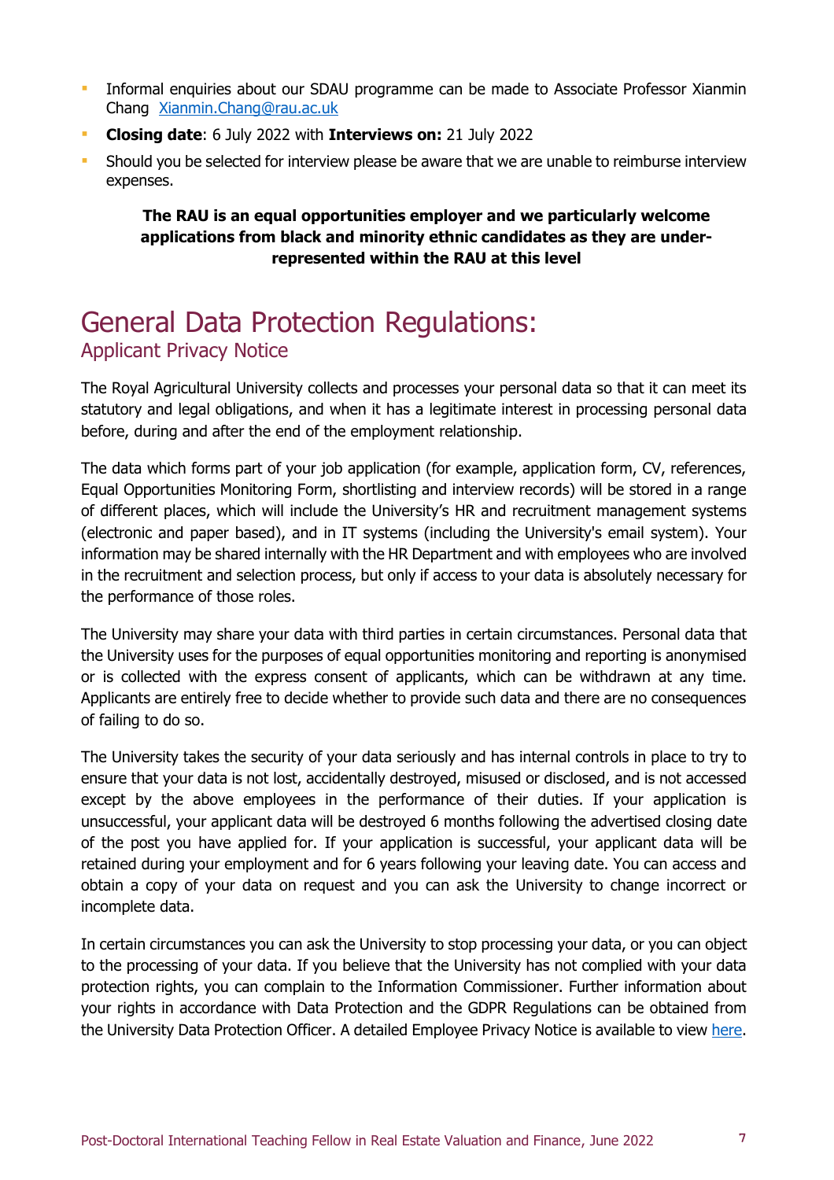- Informal enquiries about our SDAU programme can be made to Associate Professor Xianmin Chang [Xianmin.Chang@rau.ac.uk](mailto:Xianmin.Chang@rau.ac.uk)
- **Closing date**: 6 July 2022 with **Interviews on:** 21 July 2022
- Should you be selected for interview please be aware that we are unable to reimburse interview expenses.

**The RAU is an equal opportunities employer and we particularly welcome applications from black and minority ethnic candidates as they are under-represented within the RAU at this level**

# General Data Protection Regulations:

## Applicant Privacy Notice

The Royal Agricultural University collects and processes your personal data so that it can meet its statutory and legal obligations, and when it has a legitimate interest in processing personal data before, during and after the end of the employment relationship.

The data which forms part of your job application (for example, application form, CV, references, Equal Opportunities Monitoring Form, shortlisting and interview records) will be stored in a range of different places, which will include the University's HR and recruitment management systems (electronic and paper based), and in IT systems (including the University's email system). Your information may be shared internally with the HR Department and with employees who are involved in the recruitment and selection process, but only if access to your data is absolutely necessary for the performance of those roles.

The University may share your data with third parties in certain circumstances. Personal data that the University uses for the purposes of equal opportunities monitoring and reporting is anonymised or is collected with the express consent of applicants, which can be withdrawn at any time. Applicants are entirely free to decide whether to provide such data and there are no consequences of failing to do so.

The University takes the security of your data seriously and has internal controls in place to try to ensure that your data is not lost, accidentally destroyed, misused or disclosed, and is not accessed except by the above employees in the performance of their duties. If your application is unsuccessful, your applicant data will be destroyed 6 months following the advertised closing date of the post you have applied for. If your application is successful, your applicant data will be retained during your employment and for 6 years following your leaving date. You can access and obtain a copy of your data on request and you can ask the University to change incorrect or incomplete data.

In certain circumstances you can ask the University to stop processing your data, or you can object to the processing of your data. If you believe that the University has not complied with your data protection rights, you can complain to the Information Commissioner. Further information about your rights in accordance with Data Protection and the GDPR Regulations can be obtained from the University Data Protection Officer. A detailed Employee Privacy Notice is available to view here.